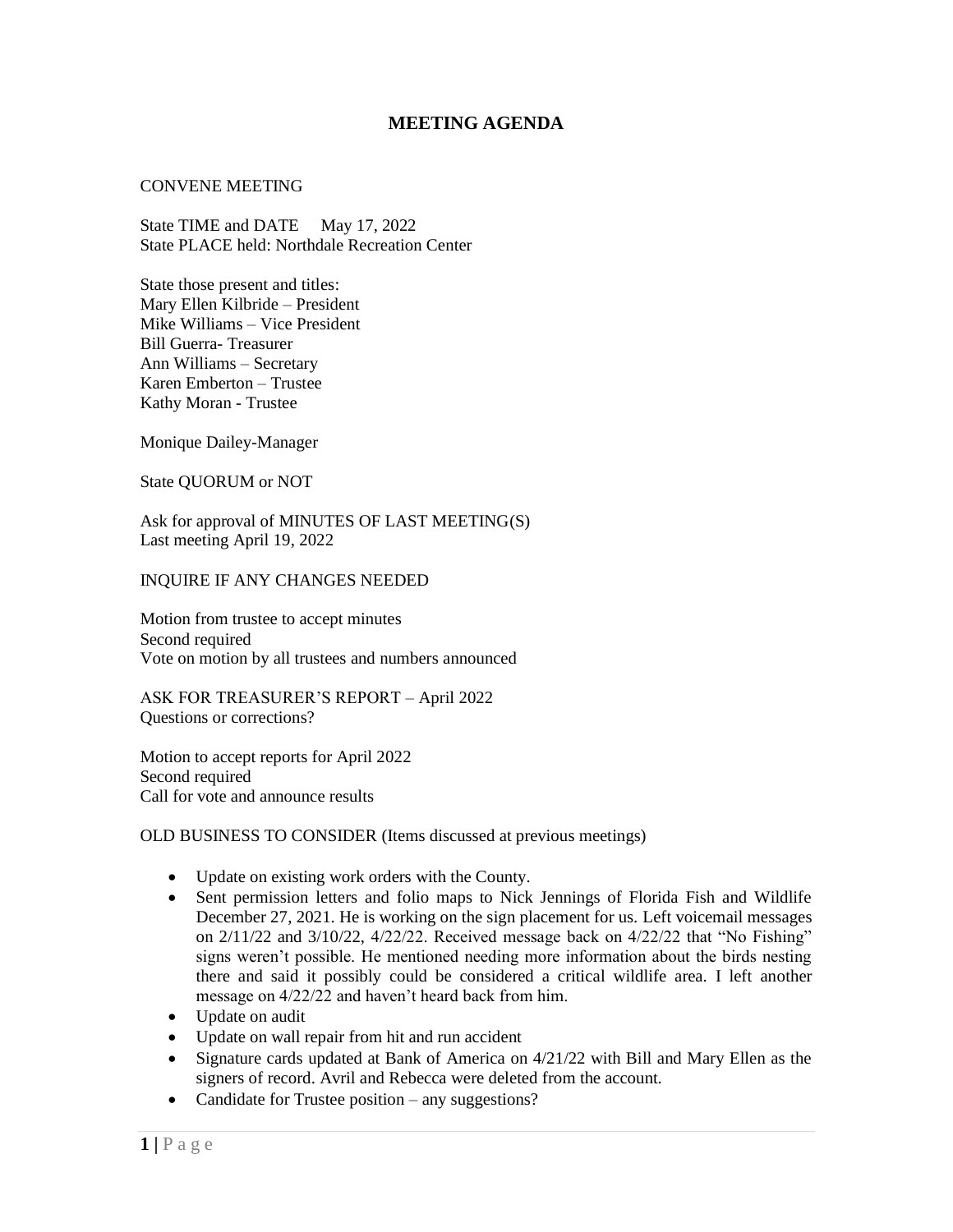# MEETING AGENDA

CONVENE MEETING

State TIME and DATE May 17, 2022
State PLACE held: Northdale Recreation Center

State those present and titles:
Mary Ellen Kilbride – President
Mike Williams – Vice President
Bill Guerra- Treasurer
Ann Williams – Secretary
Karen Emberton – Trustee
Kathy Moran - Trustee

Monique Dailey-Manager

State QUORUM or NOT

Ask for approval of MINUTES OF LAST MEETING(S)
Last meeting April 19, 2022

INQUIRE IF ANY CHANGES NEEDED

Motion from trustee to accept minutes
Second required
Vote on motion by all trustees and numbers announced

ASK FOR TREASURER'S REPORT – April 2022
Questions or corrections?

Motion to accept reports for April 2022
Second required
Call for vote and announce results

OLD BUSINESS TO CONSIDER (Items discussed at previous meetings)

- Update on existing work orders with the County.
- Sent permission letters and folio maps to Nick Jennings of Florida Fish and Wildlife December 27, 2021. He is working on the sign placement for us. Left voicemail messages on 2/11/22 and 3/10/22, 4/22/22. Received message back on 4/22/22 that "No Fishing" signs weren't possible. He mentioned needing more information about the birds nesting there and said it possibly could be considered a critical wildlife area. I left another message on 4/22/22 and haven't heard back from him.
- Update on audit
- Update on wall repair from hit and run accident
- Signature cards updated at Bank of America on 4/21/22 with Bill and Mary Ellen as the signers of record. Avril and Rebecca were deleted from the account.
- Candidate for Trustee position – any suggestions?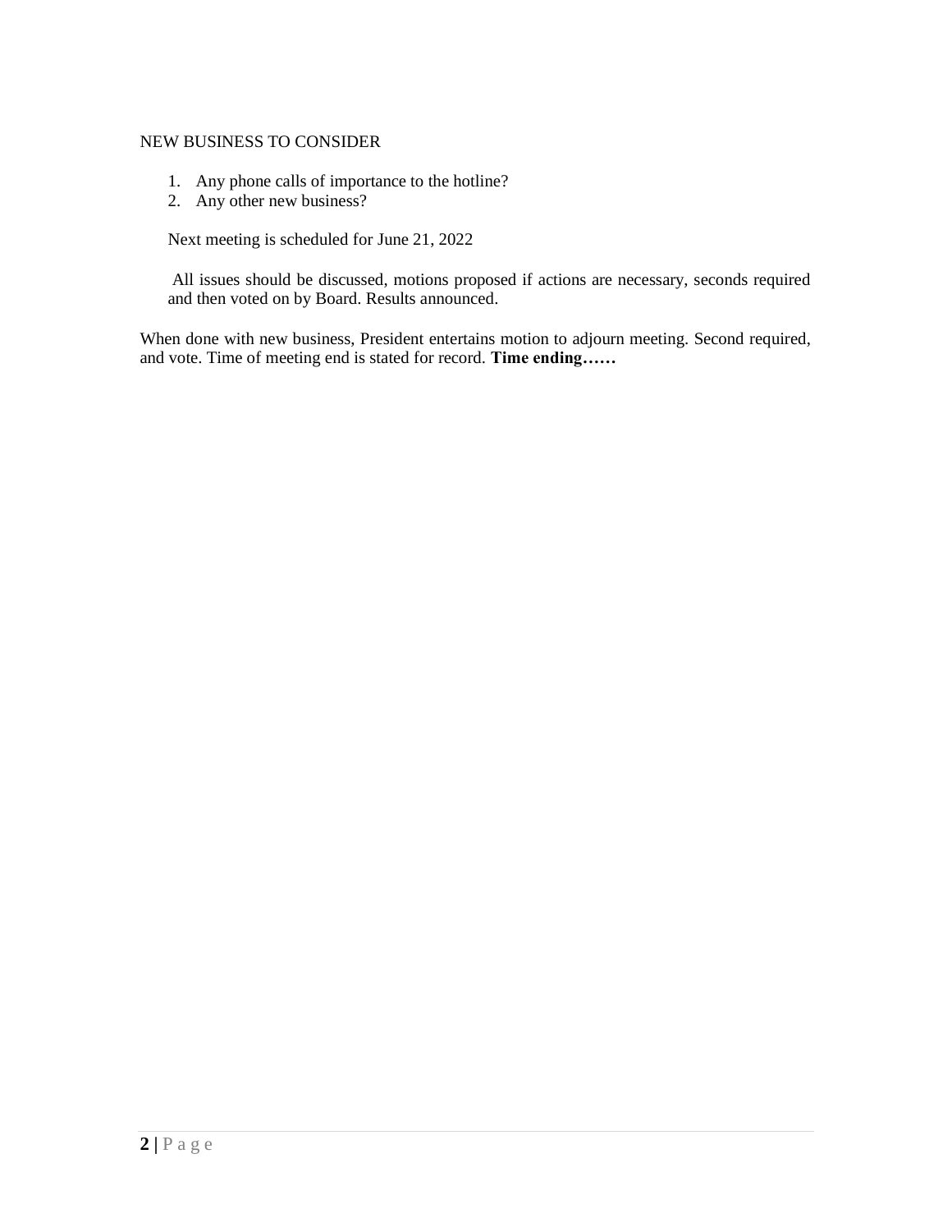NEW BUSINESS TO CONSIDER

1. Any phone calls of importance to the hotline?
2. Any other new business?

Next meeting is scheduled for June 21, 2022

All issues should be discussed, motions proposed if actions are necessary, seconds required and then voted on by Board. Results announced.

When done with new business, President entertains motion to adjourn meeting. Second required, and vote. Time of meeting end is stated for record. **Time ending……**